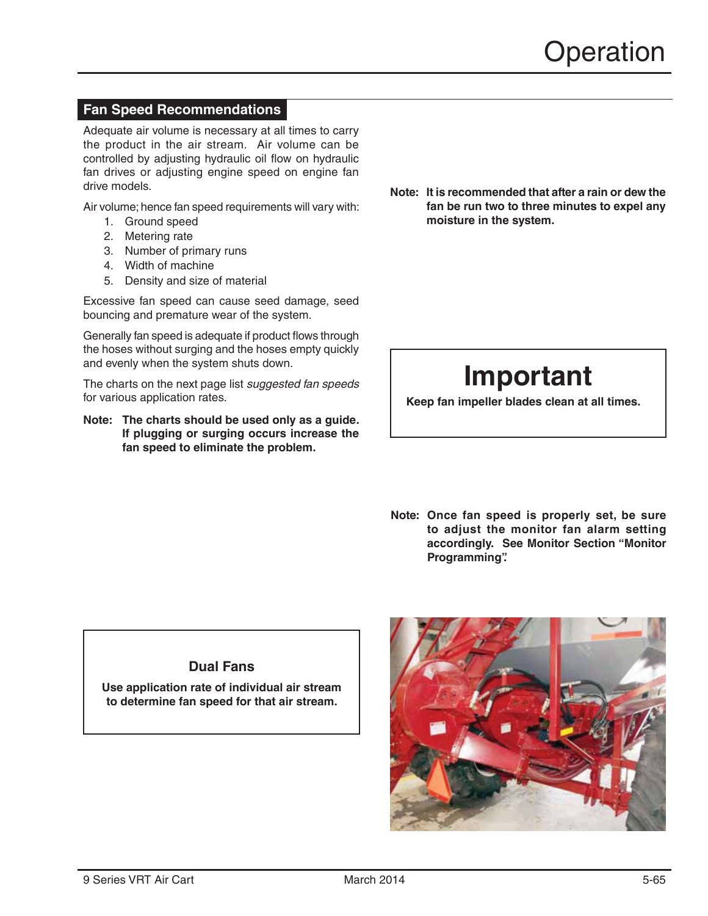## Fan Speed Recommendations

Adequate air volume is necessary at all times to carry the product in the air stream. Air volume can be controlled by adjusting hydraulic oil flow on hydraulic fan drives or adjusting engine speed on engine fan drive models.

Air volume; hence fan speed requirements will vary with:

1. Ground speed
2. Metering rate
3. Number of primary runs
4. Width of machine
5. Density and size of material

Excessive fan speed can cause seed damage, seed bouncing and premature wear of the system.

Generally fan speed is adequate if product flows through the hoses without surging and the hoses empty quickly and evenly when the system shuts down.

The charts on the next page list *suggested fan speeds* for various application rates.

**Note: The charts should be used only as a guide. If plugging or surging occurs increase the fan speed to eliminate the problem.**

**Note: It is recommended that after a rain or dew the fan be run two to three minutes to expel any moisture in the system.**

> **Important**
>
> **Keep fan impeller blades clean at all times.**

**Note: Once fan speed is properly set, be sure to adjust the monitor fan alarm setting accordingly. See Monitor Section "Monitor Programming".**

> **Dual Fans**
>
> **Use application rate of individual air stream to determine fan speed for that air stream.**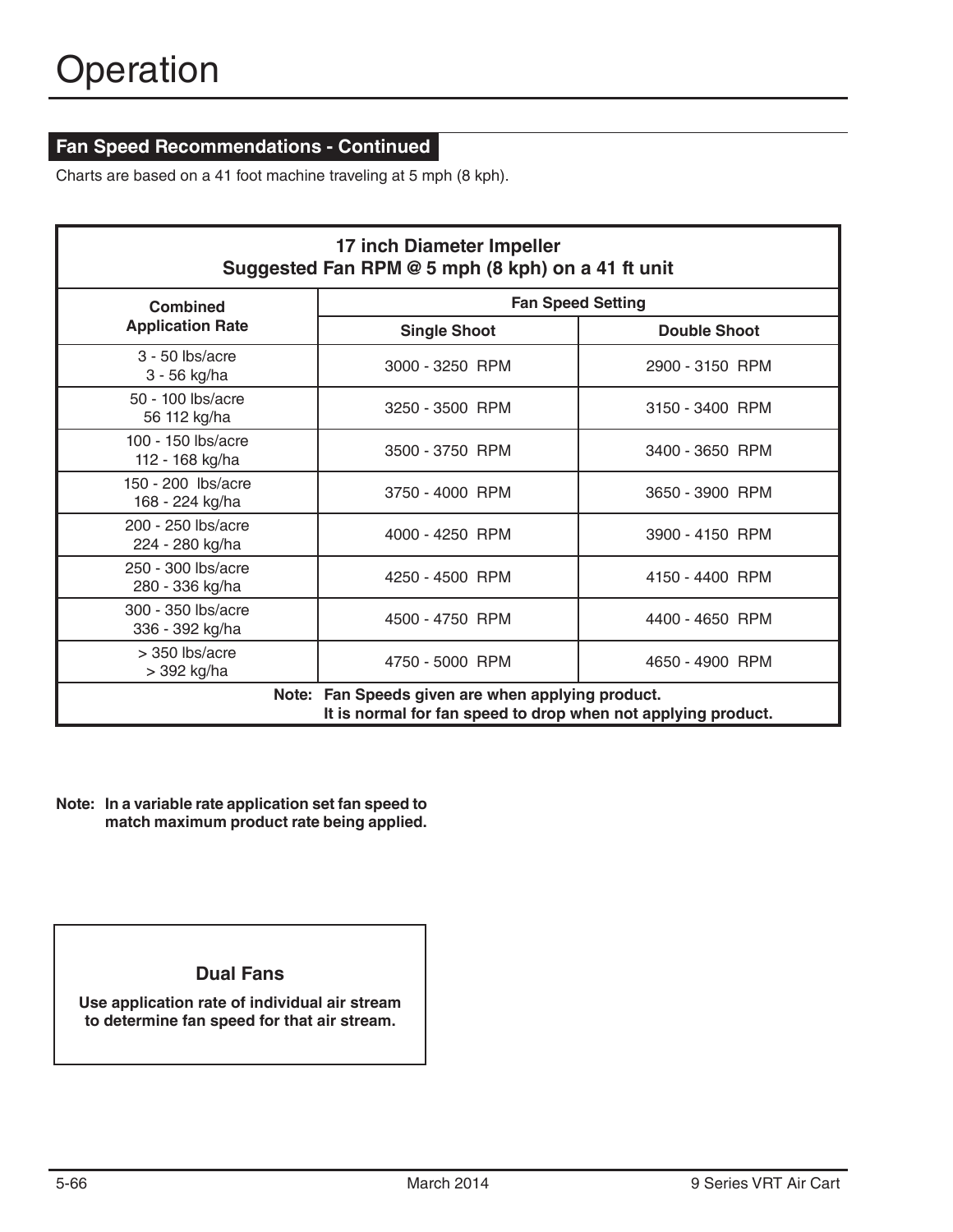# Operation

## Fan Speed Recommendations - Continued

Charts are based on a 41 foot machine traveling at 5 mph (8 kph).

| **17 inch Diameter Impeller<br>Suggested Fan RPM @ 5 mph (8 kph) on a 41 ft unit** | | |
|---|---|---|
| **Combined Application Rate** | **Fan Speed Setting** | |
| | **Single Shoot** | **Double Shoot** |
| 3 - 50 lbs/acre<br>3 - 56 kg/ha | 3000 - 3250 RPM | 2900 - 3150 RPM |
| 50 - 100 lbs/acre<br>56 112 kg/ha | 3250 - 3500 RPM | 3150 - 3400 RPM |
| 100 - 150 lbs/acre<br>112 - 168 kg/ha | 3500 - 3750 RPM | 3400 - 3650 RPM |
| 150 - 200 lbs/acre<br>168 - 224 kg/ha | 3750 - 4000 RPM | 3650 - 3900 RPM |
| 200 - 250 lbs/acre<br>224 - 280 kg/ha | 4000 - 4250 RPM | 3900 - 4150 RPM |
| 250 - 300 lbs/acre<br>280 - 336 kg/ha | 4250 - 4500 RPM | 4150 - 4400 RPM |
| 300 - 350 lbs/acre<br>336 - 392 kg/ha | 4500 - 4750 RPM | 4400 - 4650 RPM |
| > 350 lbs/acre<br>> 392 kg/ha | 4750 - 5000 RPM | 4650 - 4900 RPM |
| **Note: Fan Speeds given are when applying product. It is normal for fan speed to drop when not applying product.** | | |

**Note: In a variable rate application set fan speed to match maximum product rate being applied.**

**Dual Fans**

**Use application rate of individual air stream to determine fan speed for that air stream.**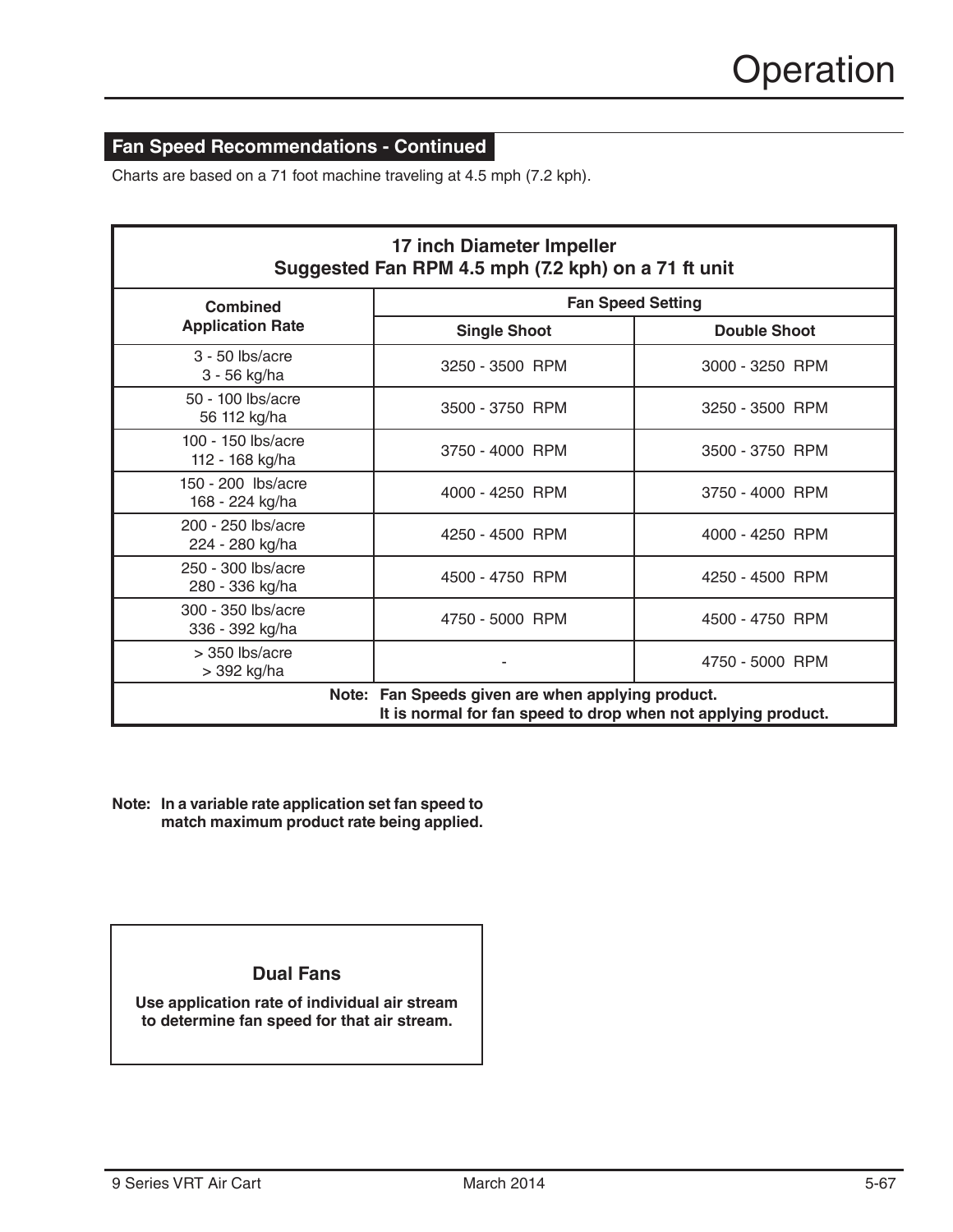## Fan Speed Recommendations - Continued

Charts are based on a 71 foot machine traveling at 4.5 mph (7.2 kph).

| **17 inch Diameter Impeller<br>Suggested Fan RPM 4.5 mph (7.2 kph) on a 71 ft unit** | | |
|---|---|---|
| **Combined Application Rate** | **Fan Speed Setting** | |
| | **Single Shoot** | **Double Shoot** |
| 3 - 50 lbs/acre<br>3 - 56 kg/ha | 3250 - 3500 RPM | 3000 - 3250 RPM |
| 50 - 100 lbs/acre<br>56 112 kg/ha | 3500 - 3750 RPM | 3250 - 3500 RPM |
| 100 - 150 lbs/acre<br>112 - 168 kg/ha | 3750 - 4000 RPM | 3500 - 3750 RPM |
| 150 - 200 lbs/acre<br>168 - 224 kg/ha | 4000 - 4250 RPM | 3750 - 4000 RPM |
| 200 - 250 lbs/acre<br>224 - 280 kg/ha | 4250 - 4500 RPM | 4000 - 4250 RPM |
| 250 - 300 lbs/acre<br>280 - 336 kg/ha | 4500 - 4750 RPM | 4250 - 4500 RPM |
| 300 - 350 lbs/acre<br>336 - 392 kg/ha | 4750 - 5000 RPM | 4500 - 4750 RPM |
| > 350 lbs/acre<br>> 392 kg/ha | - | 4750 - 5000 RPM |
| **Note: Fan Speeds given are when applying product. It is normal for fan speed to drop when not applying product.** | | |

**Note: In a variable rate application set fan speed to match maximum product rate being applied.**

**Dual Fans**

**Use application rate of individual air stream to determine fan speed for that air stream.**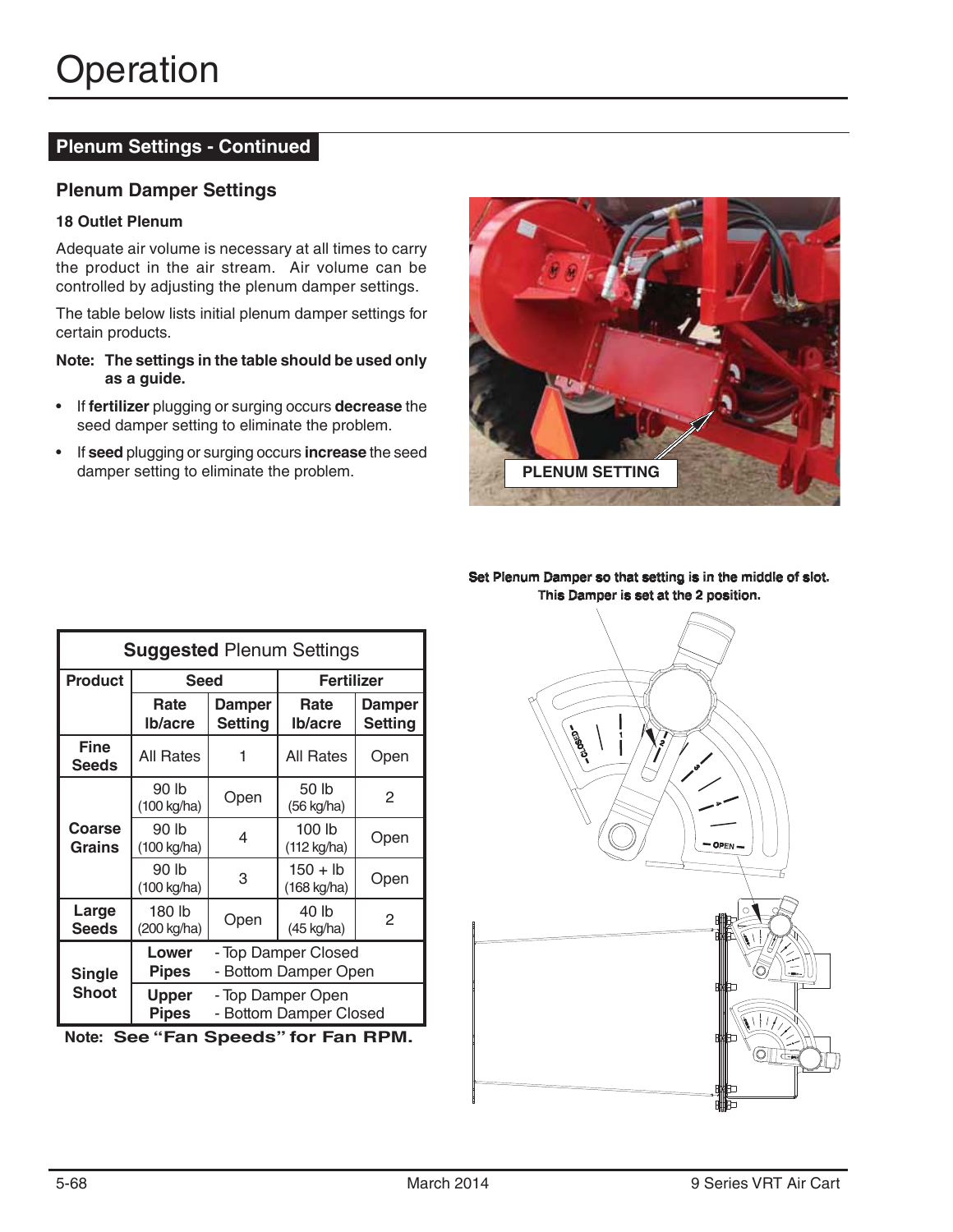# Operation

## Plenum Settings - Continued

### Plenum Damper Settings

**18 Outlet Plenum**

Adequate air volume is necessary at all times to carry the product in the air stream. Air volume can be controlled by adjusting the plenum damper settings.

The table below lists initial plenum damper settings for certain products.

**Note: The settings in the table should be used only as a guide.**

- If **fertilizer** plugging or surging occurs **decrease** the seed damper setting to eliminate the problem.
- If **seed** plugging or surging occurs **increase** the seed damper setting to eliminate the problem.

PLENUM SETTING

Set Plenum Damper so that setting is in the middle of slot. This Damper is set at the 2 position.

**Suggested** Plenum Settings

| Product | Seed | | Fertilizer | |
|---|---|---|---|---|
| | Rate lb/acre | Damper Setting | Rate lb/acre | Damper Setting |
| Fine Seeds | All Rates | 1 | All Rates | Open |
| Coarse Grains | 90 lb (100 kg/ha) | Open | 50 lb (56 kg/ha) | 2 |
| | 90 lb (100 kg/ha) | 4 | 100 lb (112 kg/ha) | Open |
| | 90 lb (100 kg/ha) | 3 | 150 + lb (168 kg/ha) | Open |
| Large Seeds | 180 lb (200 kg/ha) | Open | 40 lb (45 kg/ha) | 2 |
| Single Shoot | Lower Pipes | - Top Damper Closed<br>- Bottom Damper Open | | |
| | Upper Pipes | - Top Damper Open<br>- Bottom Damper Closed | | |

**Note: See "Fan Speeds" for Fan RPM.**